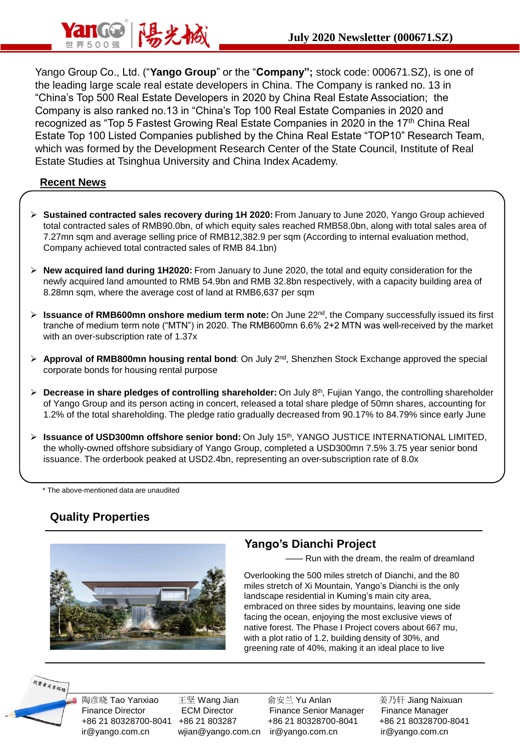# July 2020 Newsletter (000671.SZ)

Yango Group Co., Ltd. ("**Yango Group**" or the "**Company";** stock code: 000671.SZ), is one of the leading large scale real estate developers in China. The Company is ranked no. 13 in "China's Top 500 Real Estate Developers in 2020 by China Real Estate Association; the Company is also ranked no.13 in "China's Top 100 Real Estate Companies in 2020 and recognized as "Top 5 Fastest Growing Real Estate Companies in 2020 in the 17th China Real Estate Top 100 Listed Companies published by the China Real Estate "TOP10" Research Team, which was formed by the Development Research Center of the State Council, Institute of Real Estate Studies at Tsinghua University and China Index Academy.

## Recent News

- **Sustained contracted sales recovery during 1H 2020:** From January to June 2020, Yango Group achieved total contracted sales of RMB90.0bn, of which equity sales reached RMB58.0bn, along with total sales area of 7.27mn sqm and average selling price of RMB12,382.9 per sqm (According to internal evaluation method, Company achieved total contracted sales of RMB 84.1bn)
- **New acquired land during 1H2020:** From January to June 2020, the total and equity consideration for the newly acquired land amounted to RMB 54.9bn and RMB 32.8bn respectively, with a capacity building area of 8.28mn sqm, where the average cost of land at RMB6,637 per sqm
- **Issuance of RMB600mn onshore medium term note:** On June 22nd, the Company successfully issued its first tranche of medium term note ("MTN") in 2020. The RMB600mn 6.6% 2+2 MTN was well-received by the market with an over-subscription rate of 1.37x
- **Approval of RMB800mn housing rental bond**: On July 2nd, Shenzhen Stock Exchange approved the special corporate bonds for housing rental purpose
- **Decrease in share pledges of controlling shareholder:** On July 8th, Fujian Yango, the controlling shareholder of Yango Group and its person acting in concert, released a total share pledge of 50mn shares, accounting for 1.2% of the total shareholding. The pledge ratio gradually decreased from 90.17% to 84.79% since early June
- **Issuance of USD300mn offshore senior bond:** On July 15th, YANGO JUSTICE INTERNATIONAL LIMITED, the wholly-owned offshore subsidiary of Yango Group, completed a USD300mn 7.5% 3.75 year senior bond issuance. The orderbook peaked at USD2.4bn, representing an over-subscription rate of 8.0x

* The above-mentioned data are unaudited

## Quality Properties

### Yango's Dianchi Project

—— Run with the dream, the realm of dreamland

Overlooking the 500 miles stretch of Dianchi, and the 80 miles stretch of Xi Mountain, Yango's Dianchi is the only landscape residential in Kuming's main city area, embraced on three sides by mountains, leaving one side facing the ocean, enjoying the most exclusive views of native forest. The Phase I Project covers about 667 mu, with a plot ratio of 1.2, building density of 30%, and greening rate of 40%, making it an ideal place to live

| 陶彦晓 Tao Yanxiao | 王坚 Wang Jian | 俞安兰 Yu Anlan | 姜乃轩 Jiang Naixuan |
|---|---|---|---|
| Finance Director | ECM Director | Finance Senior Manager | Finance Manager |
| +86 21 80328700-8041 | +86 21 803287 | +86 21 80328700-8041 | +86 21 80328700-8041 |
| ir@yango.com.cn | wjian@yango.com.cn | ir@yango.com.cn | ir@yango.com.cn |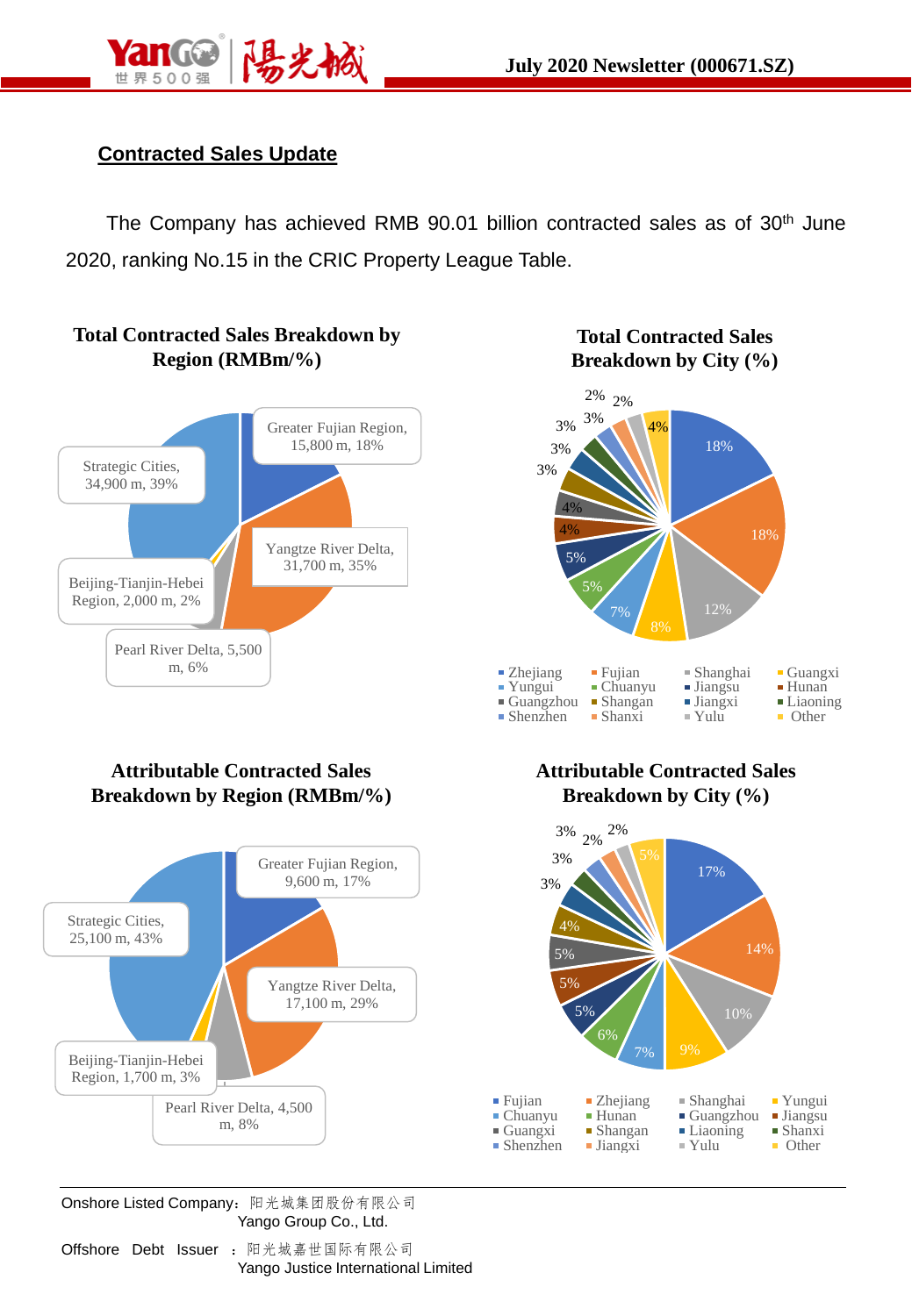## Contracted Sales Update

The Company has achieved RMB 90.01 billion contracted sales as of 30th June 2020, ranking No.15 in the CRIC Property League Table.

**Total Contracted Sales Breakdown by Region (RMBm/%)**

Greater Fujian Region, 15,800 m, 18%
Yangtze River Delta, 31,700 m, 35%
Pearl River Delta, 5,500 m, 6%
Beijing-Tianjin-Hebei Region, 2,000 m, 2%
Strategic Cities, 34,900 m, 39%

**Total Contracted Sales Breakdown by City (%)**

18%, 18%, 12%, 8%, 7%, 5%, 5%, 4%, 4%, 3%, 3%, 3%, 3%, 2%, 2%, 4%

Zhejiang, Fujian, Shanghai, Guangxi, Yungui, Chuanyu, Jiangsu, Hunan, Guangzhou, Shangan, Jiangxi, Liaoning, Shenzhen, Shanxi, Yulu, Other

**Attributable Contracted Sales Breakdown by Region (RMBm/%)**

Greater Fujian Region, 9,600 m, 17%
Yangtze River Delta, 17,100 m, 29%
Pearl River Delta, 4,500 m, 8%
Beijing-Tianjin-Hebei Region, 1,700 m, 3%
Strategic Cities, 25,100 m, 43%

**Attributable Contracted Sales Breakdown by City (%)**

17%, 14%, 10%, 9%, 7%, 6%, 5%, 5%, 5%, 4%, 3%, 3%, 3%, 2%, 2%, 5%

Fujian, Zhejiang, Shanghai, Yungui, Chuanyu, Hunan, Guangzhou, Jiangsu, Guangxi, Shangan, Liaoning, Shanxi, Shenzhen, Jiangxi, Yulu, Other

---

Onshore Listed Company：阳光城集团股份有限公司
Yango Group Co., Ltd.

Offshore Debt Issuer ：阳光城嘉世国际有限公司
Yango Justice International Limited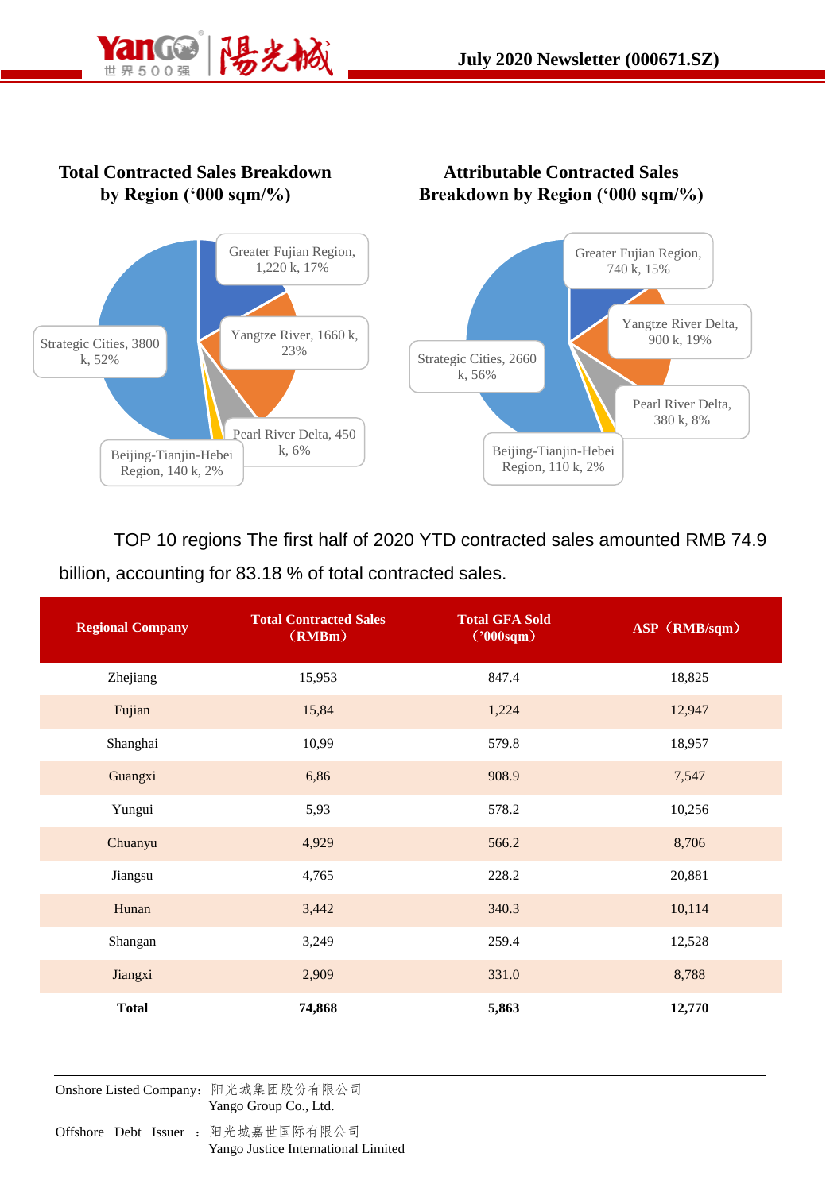## Total Contracted Sales Breakdown by Region ('000 sqm/%)

- Greater Fujian Region, 1,220 k, 17%
- Yangtze River, 1660 k, 23%
- Pearl River Delta, 450 k, 6%
- Beijing-Tianjin-Hebei Region, 140 k, 2%
- Strategic Cities, 3800 k, 52%

## Attributable Contracted Sales Breakdown by Region ('000 sqm/%)

- Greater Fujian Region, 740 k, 15%
- Yangtze River Delta, 900 k, 19%
- Pearl River Delta, 380 k, 8%
- Beijing-Tianjin-Hebei Region, 110 k, 2%
- Strategic Cities, 2660 k, 56%

TOP 10 regions The first half of 2020 YTD contracted sales amounted RMB 74.9 billion, accounting for 83.18 % of total contracted sales.

| Regional Company | Total Contracted Sales （RMBm） | Total GFA Sold （'000sqm） | ASP（RMB/sqm） |
|---|---|---|---|
| Zhejiang | 15,953 | 847.4 | 18,825 |
| Fujian | 15,84 | 1,224 | 12,947 |
| Shanghai | 10,99 | 579.8 | 18,957 |
| Guangxi | 6,86 | 908.9 | 7,547 |
| Yungui | 5,93 | 578.2 | 10,256 |
| Chuanyu | 4,929 | 566.2 | 8,706 |
| Jiangsu | 4,765 | 228.2 | 20,881 |
| Hunan | 3,442 | 340.3 | 10,114 |
| Shangan | 3,249 | 259.4 | 12,528 |
| Jiangxi | 2,909 | 331.0 | 8,788 |
| **Total** | **74,868** | **5,863** | **12,770** |

Onshore Listed Company：阳光城集团股份有限公司
Yango Group Co., Ltd.

Offshore Debt Issuer ：阳光城嘉世国际有限公司
Yango Justice International Limited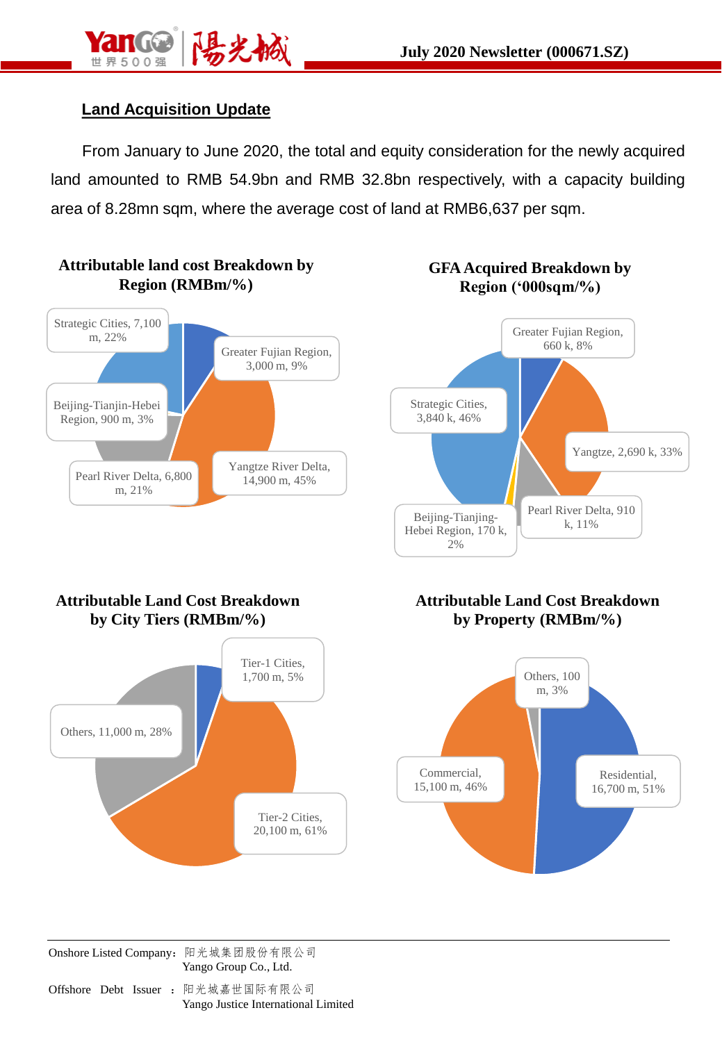## Land Acquisition Update

From January to June 2020, the total and equity consideration for the newly acquired land amounted to RMB 54.9bn and RMB 32.8bn respectively, with a capacity building area of 8.28mn sqm, where the average cost of land at RMB6,637 per sqm.

**Attributable land cost Breakdown by Region (RMBm/%)**

- Strategic Cities, 7,100 m, 22%
- Greater Fujian Region, 3,000 m, 9%
- Beijing-Tianjin-Hebei Region, 900 m, 3%
- Pearl River Delta, 6,800 m, 21%
- Yangtze River Delta, 14,900 m, 45%

**GFA Acquired Breakdown by Region ('000sqm/%)**

- Greater Fujian Region, 660 k, 8%
- Strategic Cities, 3,840 k, 46%
- Yangtze, 2,690 k, 33%
- Beijing-Tianjing-Hebei Region, 170 k, 2%
- Pearl River Delta, 910 k, 11%

**Attributable Land Cost Breakdown by City Tiers (RMBm/%)**

- Tier-1 Cities, 1,700 m, 5%
- Others, 11,000 m, 28%
- Tier-2 Cities, 20,100 m, 61%

**Attributable Land Cost Breakdown by Property (RMBm/%)**

- Others, 100 m, 3%
- Commercial, 15,100 m, 46%
- Residential, 16,700 m, 51%

Onshore Listed Company：阳光城集团股份有限公司
Yango Group Co., Ltd.

Offshore Debt Issuer ：阳光城嘉世国际有限公司
Yango Justice International Limited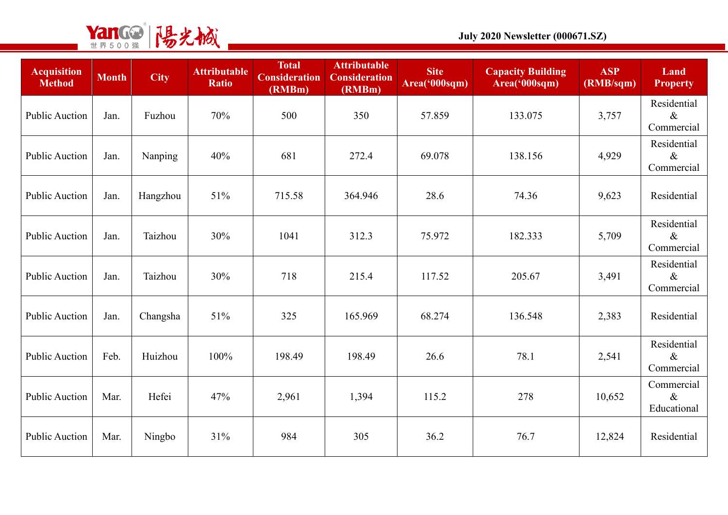| Acquisition Method | Month | City | Attributable Ratio | Total Consideration (RMBm) | Attributable Consideration (RMBm) | Site Area('000sqm) | Capacity Building Area('000sqm) | ASP (RMB/sqm) | Land Property |
|---|---|---|---|---|---|---|---|---|---|
| Public Auction | Jan. | Fuzhou | 70% | 500 | 350 | 57.859 | 133.075 | 3,757 | Residential & Commercial |
| Public Auction | Jan. | Nanping | 40% | 681 | 272.4 | 69.078 | 138.156 | 4,929 | Residential & Commercial |
| Public Auction | Jan. | Hangzhou | 51% | 715.58 | 364.946 | 28.6 | 74.36 | 9,623 | Residential |
| Public Auction | Jan. | Taizhou | 30% | 1041 | 312.3 | 75.972 | 182.333 | 5,709 | Residential & Commercial |
| Public Auction | Jan. | Taizhou | 30% | 718 | 215.4 | 117.52 | 205.67 | 3,491 | Residential & Commercial |
| Public Auction | Jan. | Changsha | 51% | 325 | 165.969 | 68.274 | 136.548 | 2,383 | Residential |
| Public Auction | Feb. | Huizhou | 100% | 198.49 | 198.49 | 26.6 | 78.1 | 2,541 | Residential & Commercial |
| Public Auction | Mar. | Hefei | 47% | 2,961 | 1,394 | 115.2 | 278 | 10,652 | Commercial & Educational |
| Public Auction | Mar. | Ningbo | 31% | 984 | 305 | 36.2 | 76.7 | 12,824 | Residential |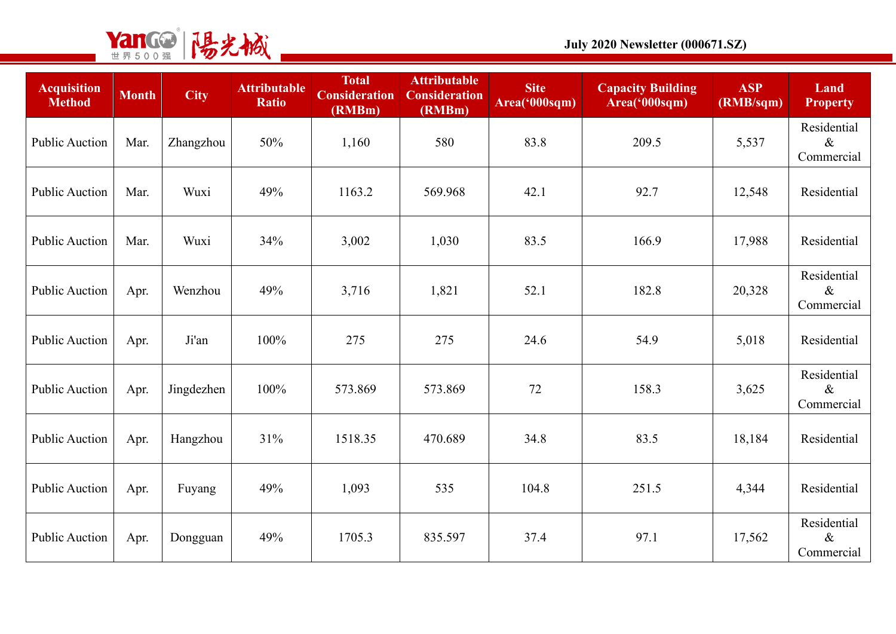| Acquisition Method | Month | City | Attributable Ratio | Total Consideration (RMBm) | Attributable Consideration (RMBm) | Site Area('000sqm) | Capacity Building Area('000sqm) | ASP (RMB/sqm) | Land Property |
|---|---|---|---|---|---|---|---|---|---|
| Public Auction | Mar. | Zhangzhou | 50% | 1,160 | 580 | 83.8 | 209.5 | 5,537 | Residential & Commercial |
| Public Auction | Mar. | Wuxi | 49% | 1163.2 | 569.968 | 42.1 | 92.7 | 12,548 | Residential |
| Public Auction | Mar. | Wuxi | 34% | 3,002 | 1,030 | 83.5 | 166.9 | 17,988 | Residential |
| Public Auction | Apr. | Wenzhou | 49% | 3,716 | 1,821 | 52.1 | 182.8 | 20,328 | Residential & Commercial |
| Public Auction | Apr. | Ji'an | 100% | 275 | 275 | 24.6 | 54.9 | 5,018 | Residential |
| Public Auction | Apr. | Jingdezhen | 100% | 573.869 | 573.869 | 72 | 158.3 | 3,625 | Residential & Commercial |
| Public Auction | Apr. | Hangzhou | 31% | 1518.35 | 470.689 | 34.8 | 83.5 | 18,184 | Residential |
| Public Auction | Apr. | Fuyang | 49% | 1,093 | 535 | 104.8 | 251.5 | 4,344 | Residential |
| Public Auction | Apr. | Dongguan | 49% | 1705.3 | 835.597 | 37.4 | 97.1 | 17,562 | Residential & Commercial |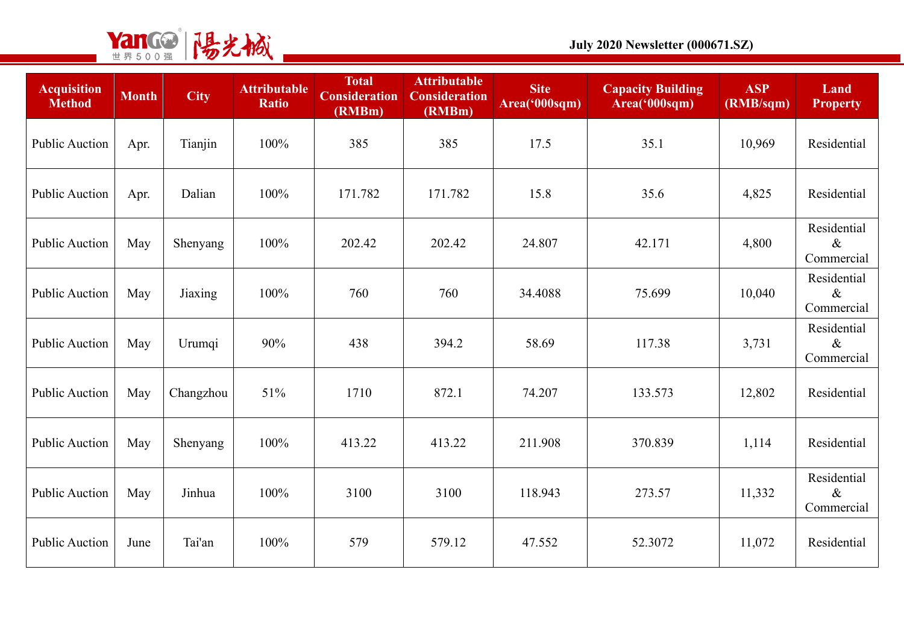| Acquisition Method | Month | City | Attributable Ratio | Total Consideration (RMBm) | Attributable Consideration (RMBm) | Site Area('000sqm) | Capacity Building Area('000sqm) | ASP (RMB/sqm) | Land Property |
|---|---|---|---|---|---|---|---|---|---|
| Public Auction | Apr. | Tianjin | 100% | 385 | 385 | 17.5 | 35.1 | 10,969 | Residential |
| Public Auction | Apr. | Dalian | 100% | 171.782 | 171.782 | 15.8 | 35.6 | 4,825 | Residential |
| Public Auction | May | Shenyang | 100% | 202.42 | 202.42 | 24.807 | 42.171 | 4,800 | Residential & Commercial |
| Public Auction | May | Jiaxing | 100% | 760 | 760 | 34.4088 | 75.699 | 10,040 | Residential & Commercial |
| Public Auction | May | Urumqi | 90% | 438 | 394.2 | 58.69 | 117.38 | 3,731 | Residential & Commercial |
| Public Auction | May | Changzhou | 51% | 1710 | 872.1 | 74.207 | 133.573 | 12,802 | Residential |
| Public Auction | May | Shenyang | 100% | 413.22 | 413.22 | 211.908 | 370.839 | 1,114 | Residential |
| Public Auction | May | Jinhua | 100% | 3100 | 3100 | 118.943 | 273.57 | 11,332 | Residential & Commercial |
| Public Auction | June | Tai'an | 100% | 579 | 579.12 | 47.552 | 52.3072 | 11,072 | Residential |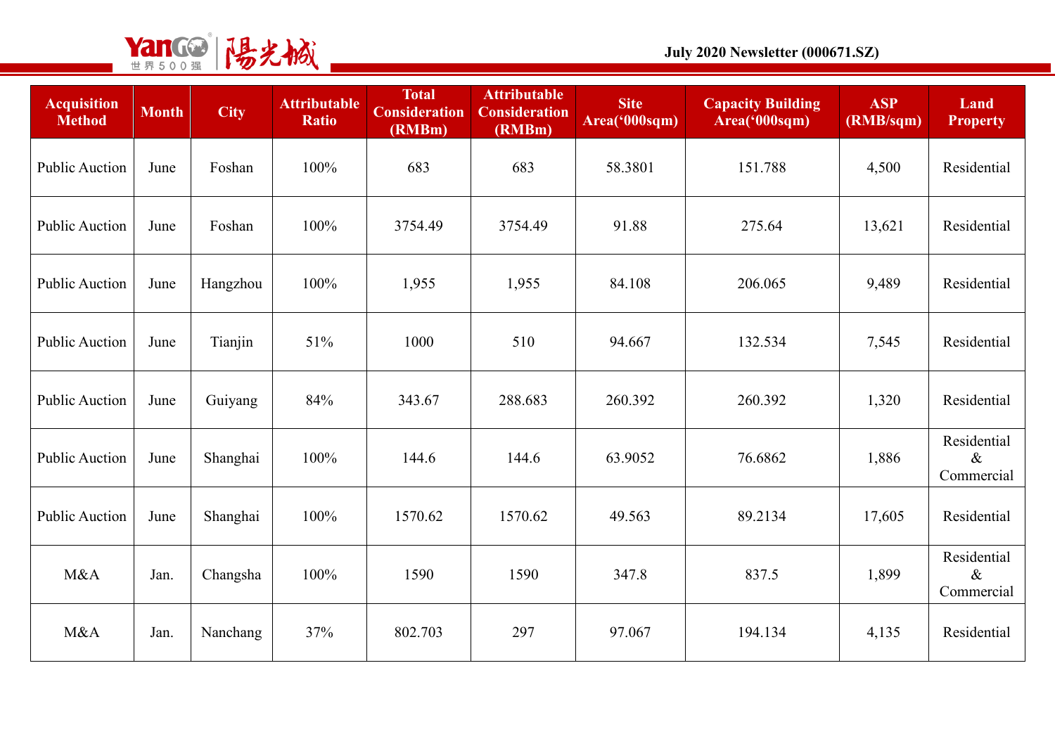| Acquisition Method | Month | City | Attributable Ratio | Total Consideration (RMBm) | Attributable Consideration (RMBm) | Site Area('000sqm) | Capacity Building Area('000sqm) | ASP (RMB/sqm) | Land Property |
|---|---|---|---|---|---|---|---|---|---|
| Public Auction | June | Foshan | 100% | 683 | 683 | 58.3801 | 151.788 | 4,500 | Residential |
| Public Auction | June | Foshan | 100% | 3754.49 | 3754.49 | 91.88 | 275.64 | 13,621 | Residential |
| Public Auction | June | Hangzhou | 100% | 1,955 | 1,955 | 84.108 | 206.065 | 9,489 | Residential |
| Public Auction | June | Tianjin | 51% | 1000 | 510 | 94.667 | 132.534 | 7,545 | Residential |
| Public Auction | June | Guiyang | 84% | 343.67 | 288.683 | 260.392 | 260.392 | 1,320 | Residential |
| Public Auction | June | Shanghai | 100% | 144.6 | 144.6 | 63.9052 | 76.6862 | 1,886 | Residential & Commercial |
| Public Auction | June | Shanghai | 100% | 1570.62 | 1570.62 | 49.563 | 89.2134 | 17,605 | Residential |
| M&A | Jan. | Changsha | 100% | 1590 | 1590 | 347.8 | 837.5 | 1,899 | Residential & Commercial |
| M&A | Jan. | Nanchang | 37% | 802.703 | 297 | 97.067 | 194.134 | 4,135 | Residential |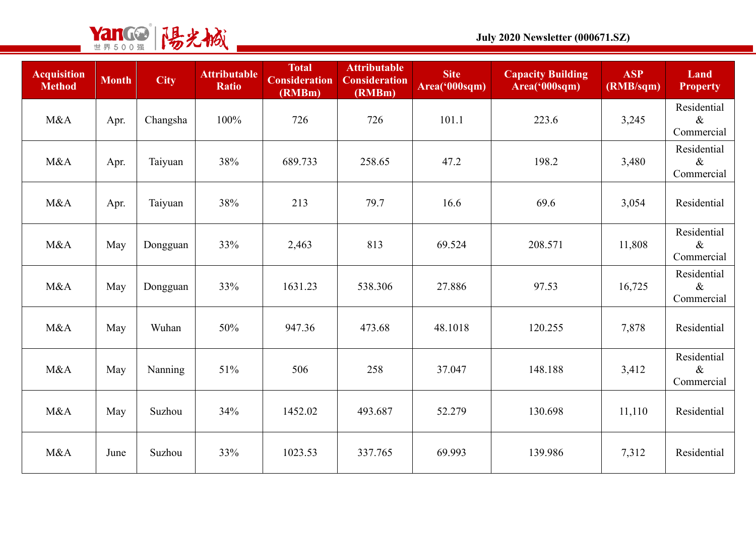| Acquisition Method | Month | City | Attributable Ratio | Total Consideration (RMBm) | Attributable Consideration (RMBm) | Site Area('000sqm) | Capacity Building Area('000sqm) | ASP (RMB/sqm) | Land Property |
|---|---|---|---|---|---|---|---|---|---|
| M&A | Apr. | Changsha | 100% | 726 | 726 | 101.1 | 223.6 | 3,245 | Residential & Commercial |
| M&A | Apr. | Taiyuan | 38% | 689.733 | 258.65 | 47.2 | 198.2 | 3,480 | Residential & Commercial |
| M&A | Apr. | Taiyuan | 38% | 213 | 79.7 | 16.6 | 69.6 | 3,054 | Residential |
| M&A | May | Dongguan | 33% | 2,463 | 813 | 69.524 | 208.571 | 11,808 | Residential & Commercial |
| M&A | May | Dongguan | 33% | 1631.23 | 538.306 | 27.886 | 97.53 | 16,725 | Residential & Commercial |
| M&A | May | Wuhan | 50% | 947.36 | 473.68 | 48.1018 | 120.255 | 7,878 | Residential |
| M&A | May | Nanning | 51% | 506 | 258 | 37.047 | 148.188 | 3,412 | Residential & Commercial |
| M&A | May | Suzhou | 34% | 1452.02 | 493.687 | 52.279 | 130.698 | 11,110 | Residential |
| M&A | June | Suzhou | 33% | 1023.53 | 337.765 | 69.993 | 139.986 | 7,312 | Residential |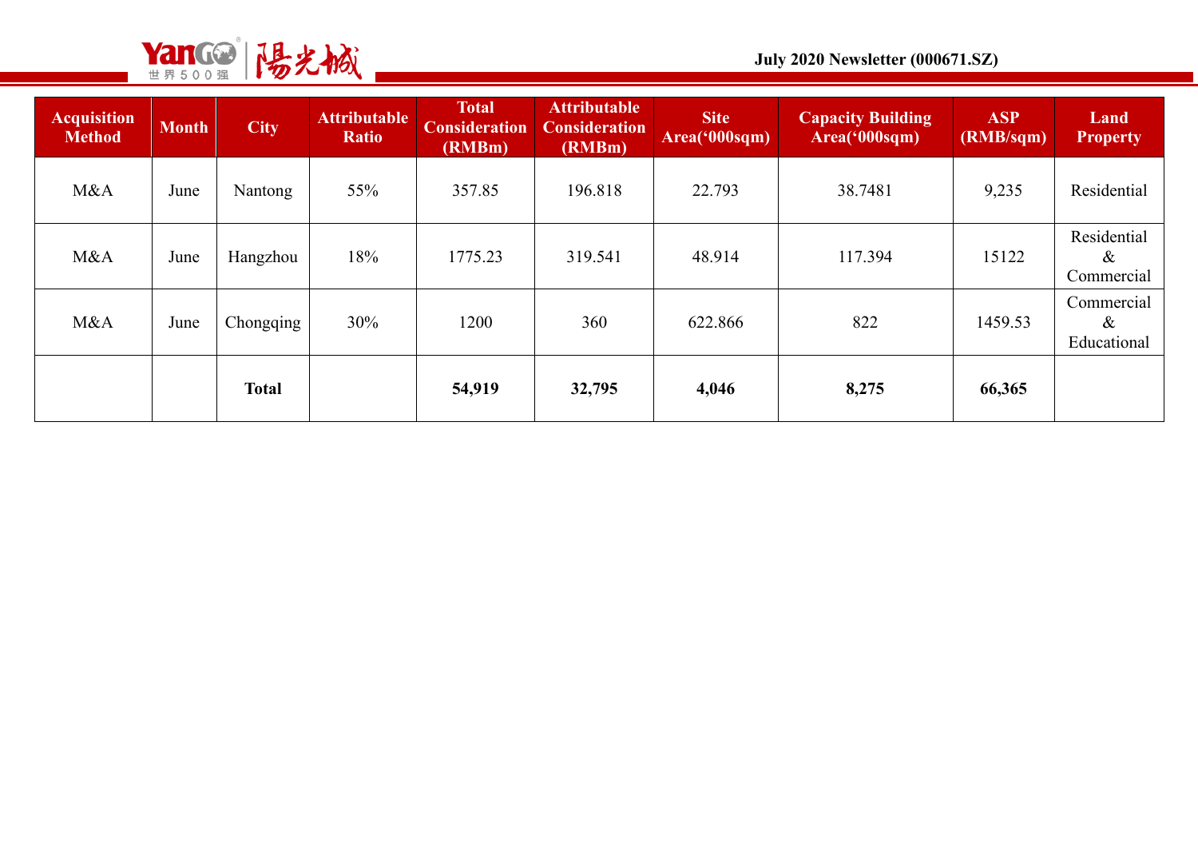| Acquisition Method | Month | City | Attributable Ratio | Total Consideration (RMBm) | Attributable Consideration (RMBm) | Site Area('000sqm) | Capacity Building Area('000sqm) | ASP (RMB/sqm) | Land Property |
|---|---|---|---|---|---|---|---|---|---|
| M&A | June | Nantong | 55% | 357.85 | 196.818 | 22.793 | 38.7481 | 9,235 | Residential |
| M&A | June | Hangzhou | 18% | 1775.23 | 319.541 | 48.914 | 117.394 | 15122 | Residential & Commercial |
| M&A | June | Chongqing | 30% | 1200 | 360 | 622.866 | 822 | 1459.53 | Commercial & Educational |
| | | **Total** | | **54,919** | **32,795** | **4,046** | **8,275** | **66,365** | |